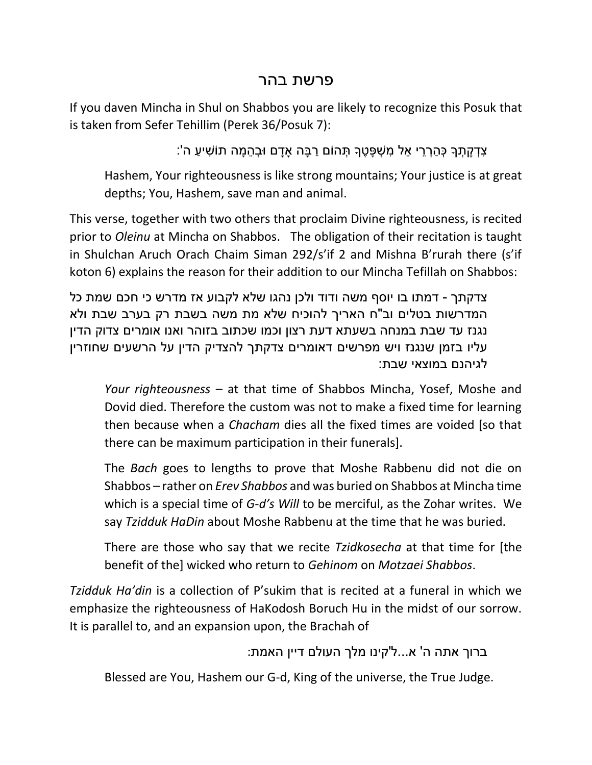# פרשת בהר

If you daven Mincha in Shul on Shabbos you are likely to recognize this Posuk that is taken from Sefer Tehillim (Perek 36/Posuk 7):

צִדְקָתְךָ כְּהַרְרֵי אֵל מִשְׁפָּטֶךָ תְּהוֹם רַבָּה אָדָם וּבְהֵמָה תוֹשִׁיעַ ה':

> Hashem, Your righteousness is like strong mountains; Your justice is at great depths; You, Hashem, save man and animal.

This verse, together with two others that proclaim Divine righteousness, is recited prior to *Oleinu* at Mincha on Shabbos. The obligation of their recitation is taught in Shulchan Aruch Orach Chaim Siman 292/s'if 2 and Mishna B'rurah there (s'if koton 6) explains the reason for their addition to our Mincha Tefillah on Shabbos:

> צדקתך - דמתו בו יוסף משה ודוד ולכן נהגו שלא לקבוע אז מדרש כי חכם שמת כל המדרשות בטלים וב"ח האריך להוכיח שלא מת משה בשבת רק בערב שבת ולא נגנז עד שבת במנחה בשעתא דעת רצון וכמו שכתוב בזוהר ואנו אומרים צדוק הדין עליו בזמן שנגנז ויש מפרשים דאומרים צדקתך להצדיק הדין על הרשעים שחוזרין לגיהנם במוצאי שבת:

> *Your righteousness* – at that time of Shabbos Mincha, Yosef, Moshe and Dovid died. Therefore the custom was not to make a fixed time for learning then because when a *Chacham* dies all the fixed times are voided [so that there can be maximum participation in their funerals].
>
> The *Bach* goes to lengths to prove that Moshe Rabbenu did not die on Shabbos – rather on *Erev Shabbos* and was buried on Shabbos at Mincha time which is a special time of *G-d's Will* to be merciful, as the Zohar writes. We say *Tzidduk HaDin* about Moshe Rabbenu at the time that he was buried.
>
> There are those who say that we recite *Tzidkosecha* at that time for [the benefit of the] wicked who return to *Gehinom* on *Motzaei Shabbos*.

*Tzidduk Ha'din* is a collection of P'sukim that is recited at a funeral in which we emphasize the righteousness of HaKodosh Boruch Hu in the midst of our sorrow. It is parallel to, and an expansion upon, the Brachah of

ברוך אתה ה' א...ל'קינו מלך העולם דיין האמת:

> Blessed are You, Hashem our G-d, King of the universe, the True Judge.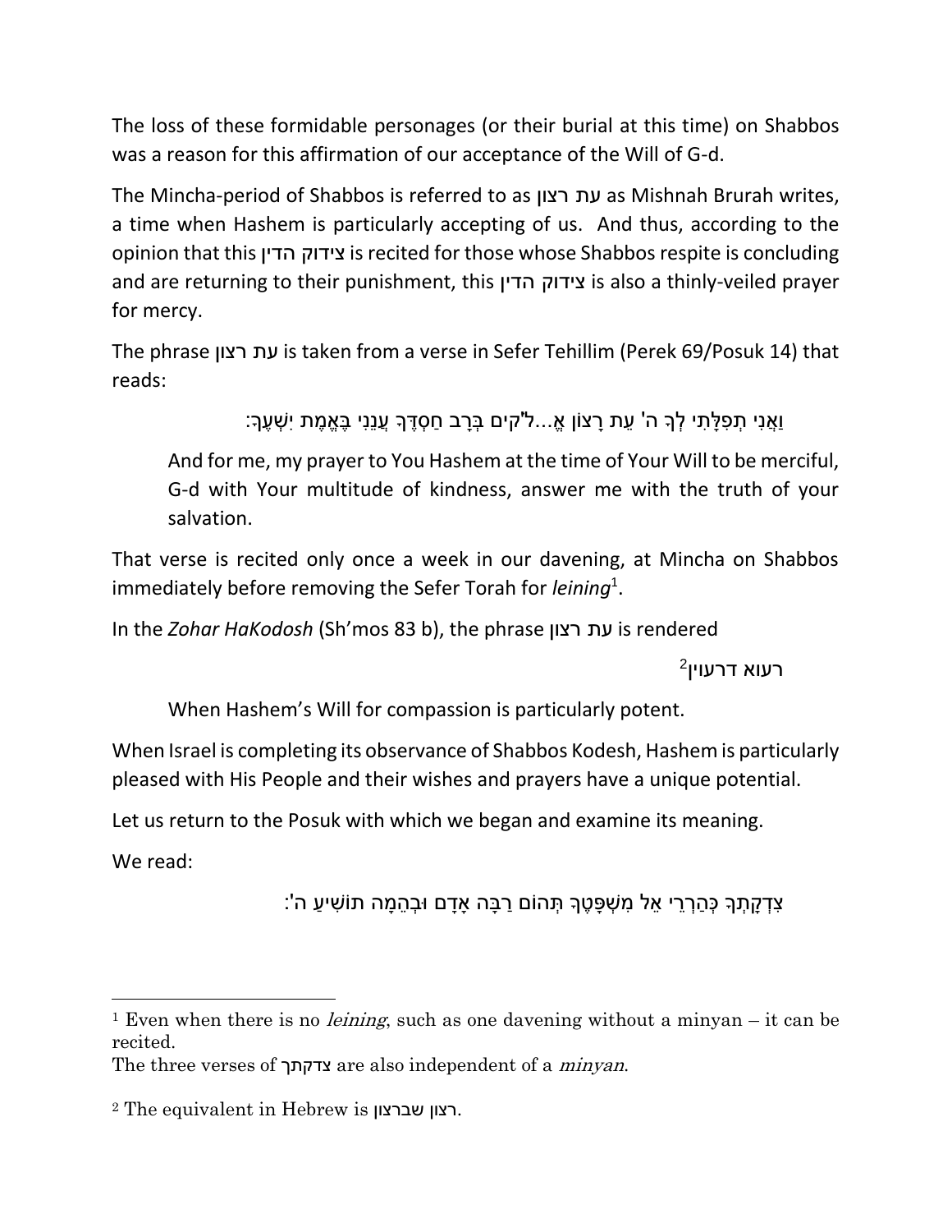The loss of these formidable personages (or their burial at this time) on Shabbos was a reason for this affirmation of our acceptance of the Will of G-d.

The Mincha-period of Shabbos is referred to as עת רצון as Mishnah Brurah writes, a time when Hashem is particularly accepting of us. And thus, according to the opinion that this צידוק הדין is recited for those whose Shabbos respite is concluding and are returning to their punishment, this צידוק הדין is also a thinly-veiled prayer for mercy.

The phrase עת רצון is taken from a verse in Sefer Tehillim (Perek 69/Posuk 14) that reads:

וַאֲנִי תְפִלָּתִי לְךָ ה' עֵת רָצוֹן אֱ...ל"קים בְּרָב חַסְדֶּךָ עֲנֵנִי בֶּאֱמֶת יִשְׁעֶךָ:

> And for me, my prayer to You Hashem at the time of Your Will to be merciful, G-d with Your multitude of kindness, answer me with the truth of your salvation.

That verse is recited only once a week in our davening, at Mincha on Shabbos immediately before removing the Sefer Torah for *leining*[1].

In the *Zohar HaKodosh* (Sh'mos 83 b), the phrase עת רצון is rendered

רעוא דרעוין[2]

> When Hashem's Will for compassion is particularly potent.

When Israel is completing its observance of Shabbos Kodesh, Hashem is particularly pleased with His People and their wishes and prayers have a unique potential.

Let us return to the Posuk with which we began and examine its meaning.

We read:

צִדְקָתְךָ כְּהַרְרֵי אֵל מִשְׁפָּטֶךָ תְּהוֹם רַבָּה אָדָם וּבְהֵמָה תוֹשִׁיעַ ה':

---

[1] Even when there is no *leining*, such as one davening without a minyan – it can be recited.

The three verses of צדקתך are also independent of a *minyan*.

[2] The equivalent in Hebrew is רצון שברצון.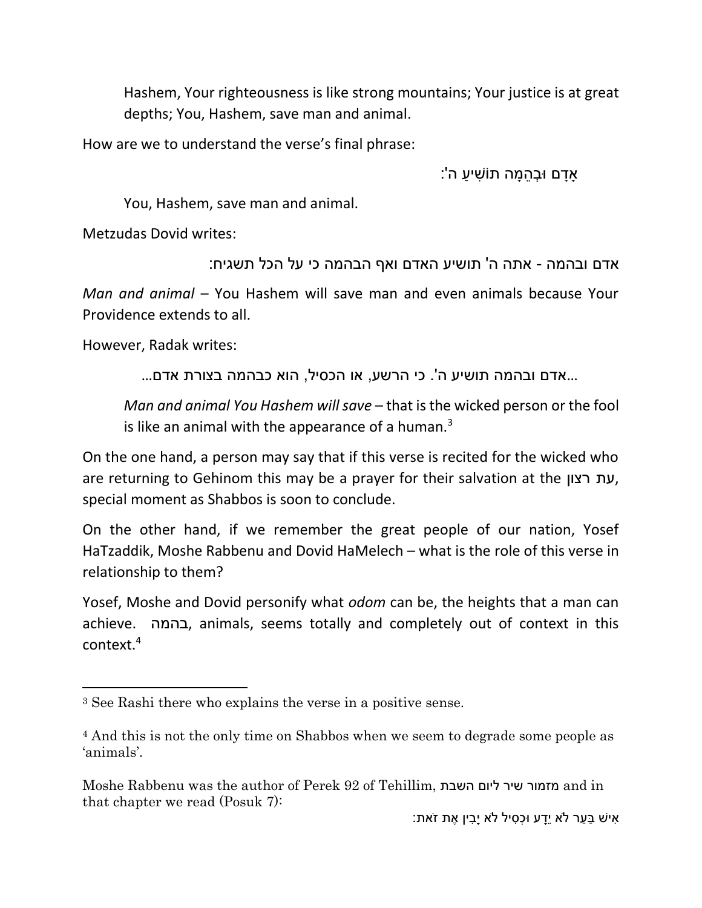Hashem, Your righteousness is like strong mountains; Your justice is at great depths; You, Hashem, save man and animal.

How are we to understand the verse's final phrase:

אָדָם וּבְהֵמָה תוֹשִׁיעַ ה':

You, Hashem, save man and animal.

Metzudas Dovid writes:

אדם ובהמה - אתה ה' תושיע האדם ואף הבהמה כי על הכל תשגיח:

*Man and animal* – You Hashem will save man and even animals because Your Providence extends to all.

However, Radak writes:

...אדם ובהמה תושיע ה'. כי הרשע, או הכסיל, הוא כבהמה בצורת אדם...

*Man and animal You Hashem will save* – that is the wicked person or the fool is like an animal with the appearance of a human.[3]

On the one hand, a person may say that if this verse is recited for the wicked who are returning to Gehinom this may be a prayer for their salvation at the עת רצון, special moment as Shabbos is soon to conclude.

On the other hand, if we remember the great people of our nation, Yosef HaTzaddik, Moshe Rabbenu and Dovid HaMelech – what is the role of this verse in relationship to them?

Yosef, Moshe and Dovid personify what *odom* can be, the heights that a man can achieve. בהמה, animals, seems totally and completely out of context in this context.[4]

---

[3] See Rashi there who explains the verse in a positive sense.

[4] And this is not the only time on Shabbos when we seem to degrade some people as 'animals'.

Moshe Rabbenu was the author of Perek 92 of Tehillim, מזמור שיר ליום השבת and in that chapter we read (Posuk 7):

אִישׁ בַּעַר לֹא יֵדָע וּכְסִיל לֹא יָבִין אֶת זֹאת: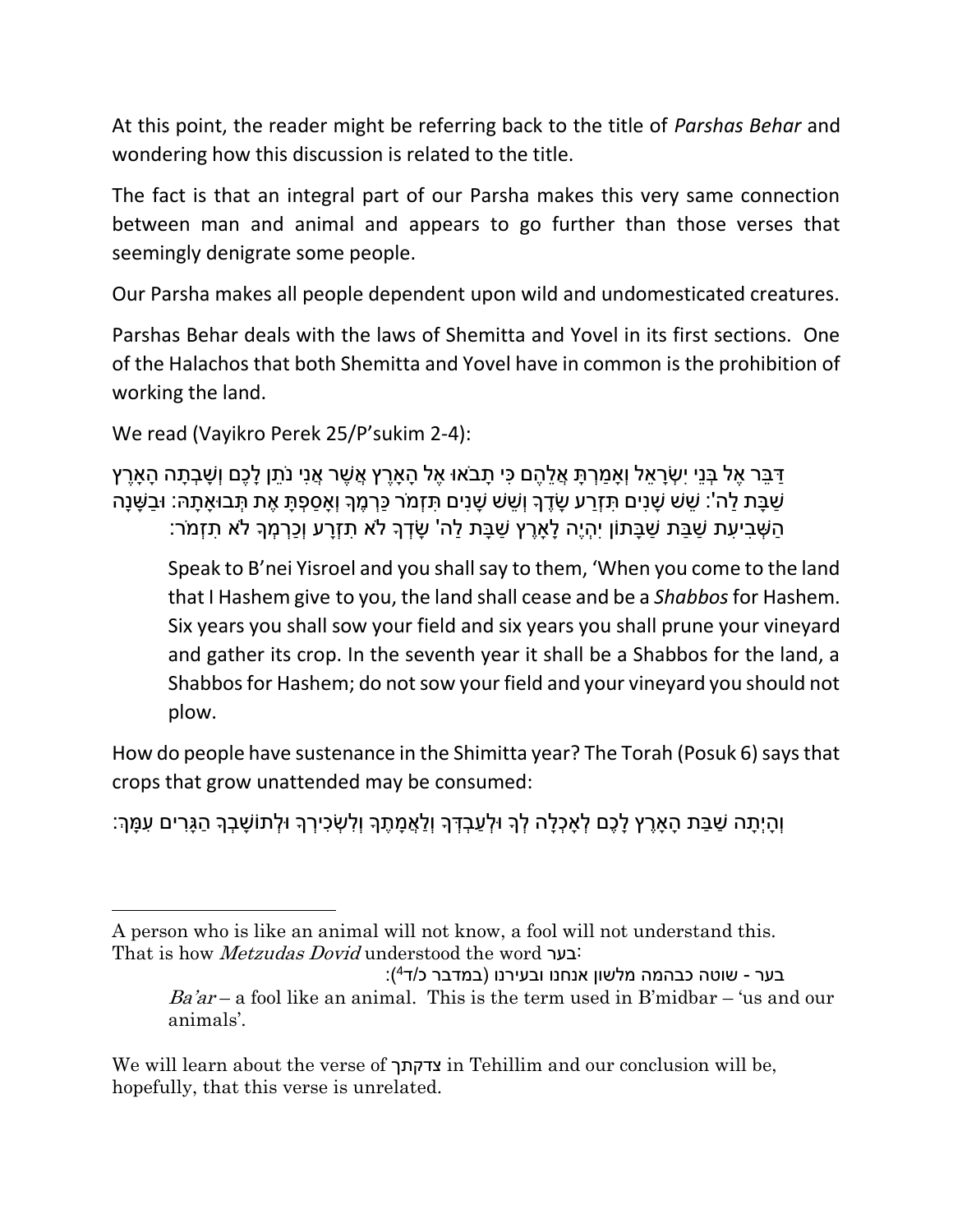At this point, the reader might be referring back to the title of *Parshas Behar* and wondering how this discussion is related to the title.

The fact is that an integral part of our Parsha makes this very same connection between man and animal and appears to go further than those verses that seemingly denigrate some people.

Our Parsha makes all people dependent upon wild and undomesticated creatures.

Parshas Behar deals with the laws of Shemitta and Yovel in its first sections. One of the Halachos that both Shemitta and Yovel have in common is the prohibition of working the land.

We read (Vayikro Perek 25/P'sukim 2-4):

דַּבֵּר אֶל בְּנֵי יִשְׂרָאֵל וְאָמַרְתָּ אֲלֵהֶם כִּי תָבֹאוּ אֶל הָאָרֶץ אֲשֶׁר אֲנִי נֹתֵן לָכֶם וְשָׁבְתָה הָאָרֶץ שַׁבָּת לַה': שֵׁשׁ שָׁנִים תִּזְרַע שָׂדֶךָ וְשֵׁשׁ שָׁנִים תִּזְמֹר כַּרְמֶךָ וְאָסַפְתָּ אֶת תְּבוּאָתָהּ: וּבַשָּׁנָה הַשְּׁבִיעִת שַׁבַּת שַׁבָּתוֹן יִהְיֶה לָאָרֶץ שַׁבָּת לַה' שָׂדְךָ לֹא תִזְרָע וְכַרְמְךָ לֹא תִזְמֹר:

> Speak to B'nei Yisroel and you shall say to them, 'When you come to the land that I Hashem give to you, the land shall cease and be a *Shabbos* for Hashem. Six years you shall sow your field and six years you shall prune your vineyard and gather its crop. In the seventh year it shall be a Shabbos for the land, a Shabbos for Hashem; do not sow your field and your vineyard you should not plow.

How do people have sustenance in the Shimitta year? The Torah (Posuk 6) says that crops that grow unattended may be consumed:

וְהָיְתָה שַׁבַּת הָאָרֶץ לָכֶם לְאָכְלָה לְךָ וּלְעַבְדְּךָ וְלַאֲמָתֶךָ וְלִשְׂכִירְךָ וּלְתוֹשָׁבְךָ הַגָּרִים עִמָּךְ:

---

A person who is like an animal will not know, a fool will not understand this. That is how *Metzudas Dovid* understood the word בער:

בער - שוטה כבהמה מלשון אנחנו ובעירנו (במדבר כ/ד[4]):

> *Ba'ar* – a fool like an animal. This is the term used in B'midbar – 'us and our animals'.

We will learn about the verse of צדקתך in Tehillim and our conclusion will be, hopefully, that this verse is unrelated.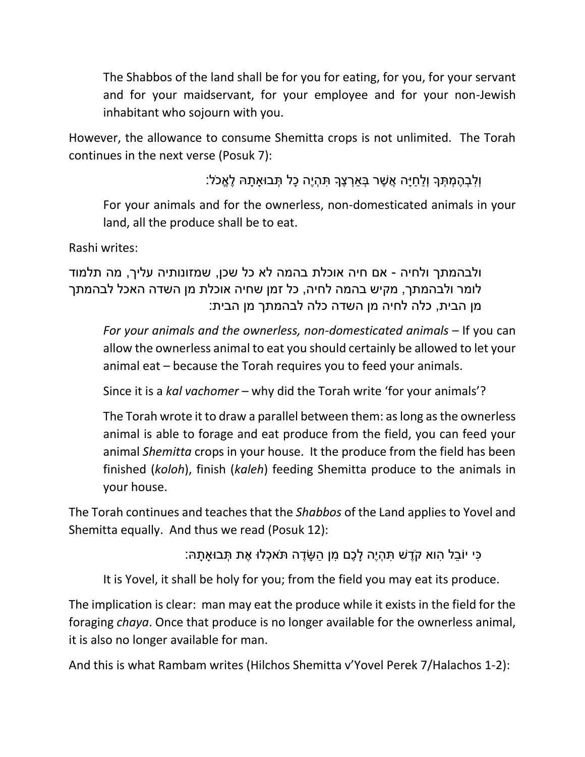> The Shabbos of the land shall be for you for eating, for you, for your servant and for your maidservant, for your employee and for your non-Jewish inhabitant who sojourn with you.

However, the allowance to consume Shemitta crops is not unlimited. The Torah continues in the next verse (Posuk 7):

וְלִבְהֶמְתְּךָ וְלַחַיָּה אֲשֶׁר בְּאַרְצֶךָ תִּהְיֶה כָל תְּבוּאָתָהּ לֶאֱכֹל:

> For your animals and for the ownerless, non-domesticated animals in your land, all the produce shall be to eat.

Rashi writes:

ולבהמתך ולחיה - אם חיה אוכלת בהמה לא כל שכן, שמזונותיה עליך, מה תלמוד לומר ולבהמתך, מקיש בהמה לחיה, כל זמן שחיה אוכלת מן השדה האכל לבהמתך מן הבית, כלה לחיה מן השדה כלה לבהמתך מן הבית:

> *For your animals and the ownerless, non-domesticated animals* – If you can allow the ownerless animal to eat you should certainly be allowed to let your animal eat – because the Torah requires you to feed your animals.
>
> Since it is a *kal vachomer* – why did the Torah write 'for your animals'?
>
> The Torah wrote it to draw a parallel between them: as long as the ownerless animal is able to forage and eat produce from the field, you can feed your animal *Shemitta* crops in your house. It the produce from the field has been finished (*koloh*), finish (*kaleh*) feeding Shemitta produce to the animals in your house.

The Torah continues and teaches that the *Shabbos* of the Land applies to Yovel and Shemitta equally. And thus we read (Posuk 12):

כִּי יוֹבֵל הִוא קֹדֶשׁ תִּהְיֶה לָכֶם מִן הַשָּׂדֶה תֹּאכְלוּ אֶת תְּבוּאָתָהּ:

> It is Yovel, it shall be holy for you; from the field you may eat its produce.

The implication is clear: man may eat the produce while it exists in the field for the foraging *chaya*. Once that produce is no longer available for the ownerless animal, it is also no longer available for man.

And this is what Rambam writes (Hilchos Shemitta v'Yovel Perek 7/Halachos 1-2):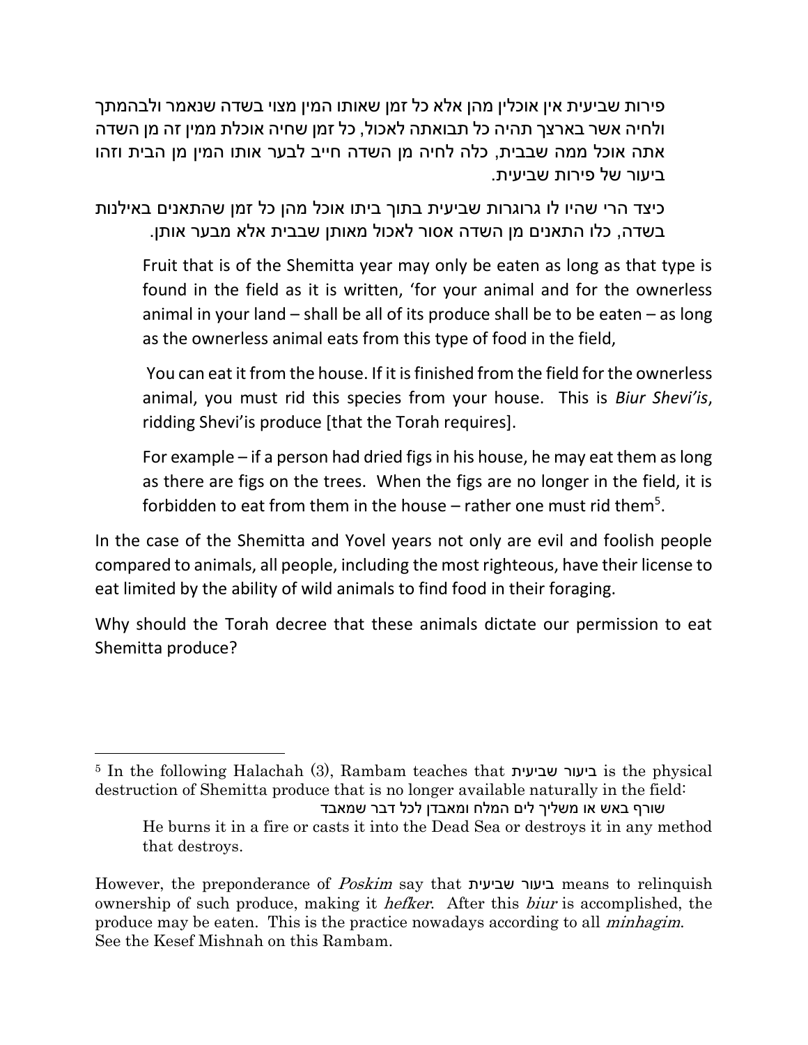פירות שביעית אין אוכלין מהן אלא כל זמן שאותו המין מצוי בשדה שנאמר ולבהמתך ולחיה אשר בארצך תהיה כל תבואתה לאכול, כל זמן שחיה אוכלת ממין זה מן השדה אתה אוכל ממה שבבית, כלה לחיה מן השדה חייב לבער אותו המין מן הבית וזהו ביעור של פירות שביעית.

כיצד הרי שהיו לו גרוגרות שביעית בתוך ביתו אוכל מהן כל זמן שהתאנים באילנות בשדה, כלו התאנים מן השדה אסור לאכול מאותן שבבית אלא מבער אותן.

> Fruit that is of the Shemitta year may only be eaten as long as that type is found in the field as it is written, 'for your animal and for the ownerless animal in your land – shall be all of its produce shall be to be eaten – as long as the ownerless animal eats from this type of food in the field,
>
> You can eat it from the house. If it is finished from the field for the ownerless animal, you must rid this species from your house. This is *Biur Shevi'is*, ridding Shevi'is produce [that the Torah requires].
>
> For example – if a person had dried figs in his house, he may eat them as long as there are figs on the trees. When the figs are no longer in the field, it is forbidden to eat from them in the house – rather one must rid them[5].

In the case of the Shemitta and Yovel years not only are evil and foolish people compared to animals, all people, including the most righteous, have their license to eat limited by the ability of wild animals to find food in their foraging.

Why should the Torah decree that these animals dictate our permission to eat Shemitta produce?

---

[5] In the following Halachah (3), Rambam teaches that ביעור שביעית is the physical destruction of Shemitta produce that is no longer available naturally in the field:

> שורף באש או משליך לים המלח ומאבדן לכל דבר שמאבד
>
> He burns it in a fire or casts it into the Dead Sea or destroys it in any method that destroys.

However, the preponderance of *Poskim* say that ביעור שביעית means to relinquish ownership of such produce, making it *hefker*. After this *biur* is accomplished, the produce may be eaten. This is the practice nowadays according to all *minhagim*. See the Kesef Mishnah on this Rambam.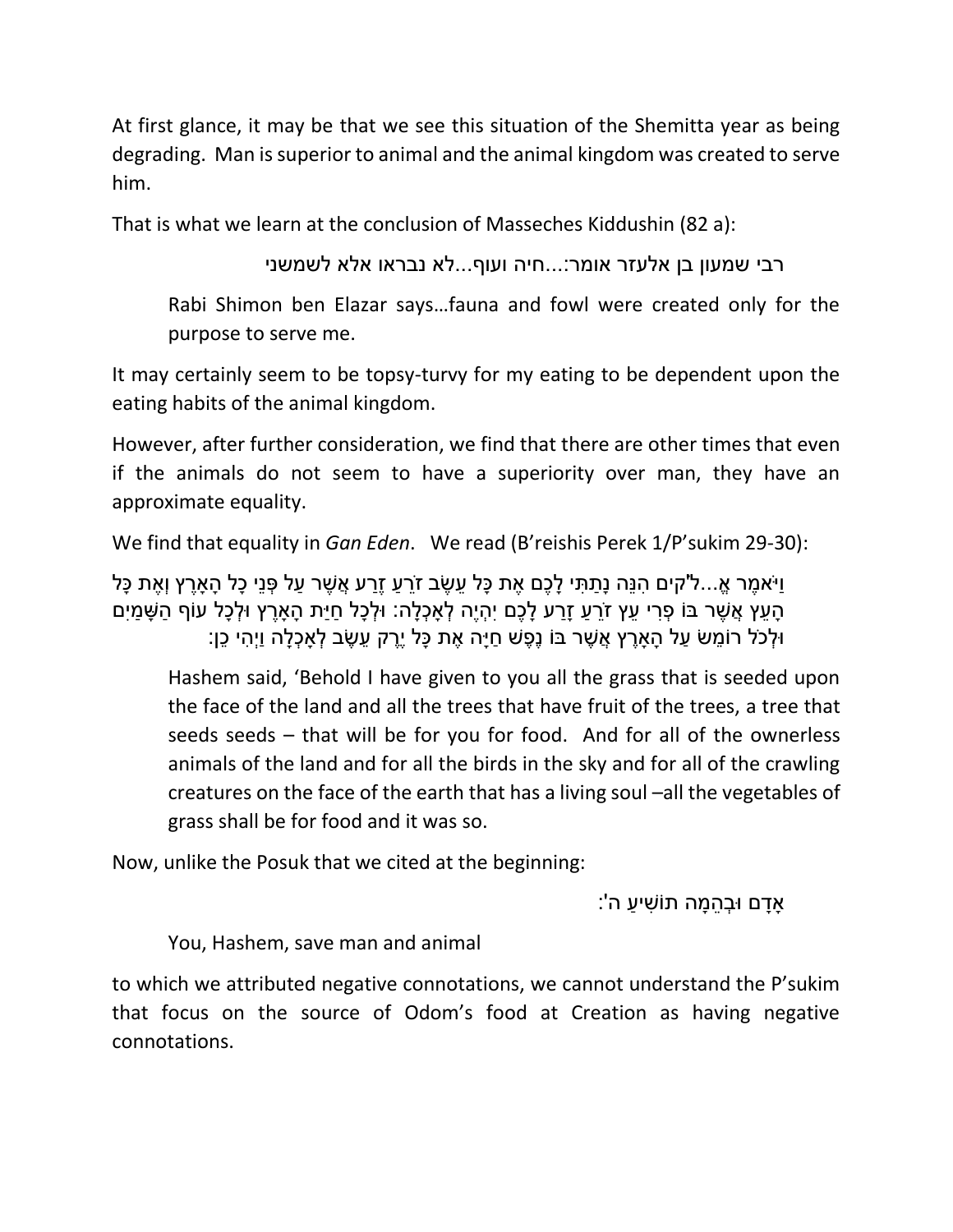At first glance, it may be that we see this situation of the Shemitta year as being degrading. Man is superior to animal and the animal kingdom was created to serve him.

That is what we learn at the conclusion of Masseches Kiddushin (82 a):

רבי שמעון בן אלעזר אומר:...חיה ועוף...לא נבראו אלא לשמשני

> Rabi Shimon ben Elazar says…fauna and fowl were created only for the purpose to serve me.

It may certainly seem to be topsy-turvy for my eating to be dependent upon the eating habits of the animal kingdom.

However, after further consideration, we find that there are other times that even if the animals do not seem to have a superiority over man, they have an approximate equality.

We find that equality in *Gan Eden*. We read (B'reishis Perek 1/P'sukim 29-30):

וַיֹּאמֶר אֱ...ל'קים הִנֵּה נָתַתִּי לָכֶם אֶת כָּל עֵשֶׂב זֹרֵעַ זֶרַע אֲשֶׁר עַל פְּנֵי כָל הָאָרֶץ וְאֶת כָּל הָעֵץ אֲשֶׁר בּוֹ פְרִי עֵץ זֹרֵעַ זָרַע לָכֶם יִהְיֶה לְאָכְלָה: וּלְכָל חַיַּת הָאָרֶץ וּלְכָל עוֹף הַשָּׁמַיִם וּלְכֹל רוֹמֵשׂ עַל הָאָרֶץ אֲשֶׁר בּוֹ נֶפֶשׁ חַיָּה אֶת כָּל יֶרֶק עֵשֶׂב לְאָכְלָה וַיְהִי כֵן:

> Hashem said, 'Behold I have given to you all the grass that is seeded upon the face of the land and all the trees that have fruit of the trees, a tree that seeds seeds – that will be for you for food. And for all of the ownerless animals of the land and for all the birds in the sky and for all of the crawling creatures on the face of the earth that has a living soul –all the vegetables of grass shall be for food and it was so.

Now, unlike the Posuk that we cited at the beginning:

אָדָם וּבְהֵמָה תוֹשִׁיעַ ה':

> You, Hashem, save man and animal

to which we attributed negative connotations, we cannot understand the P'sukim that focus on the source of Odom's food at Creation as having negative connotations.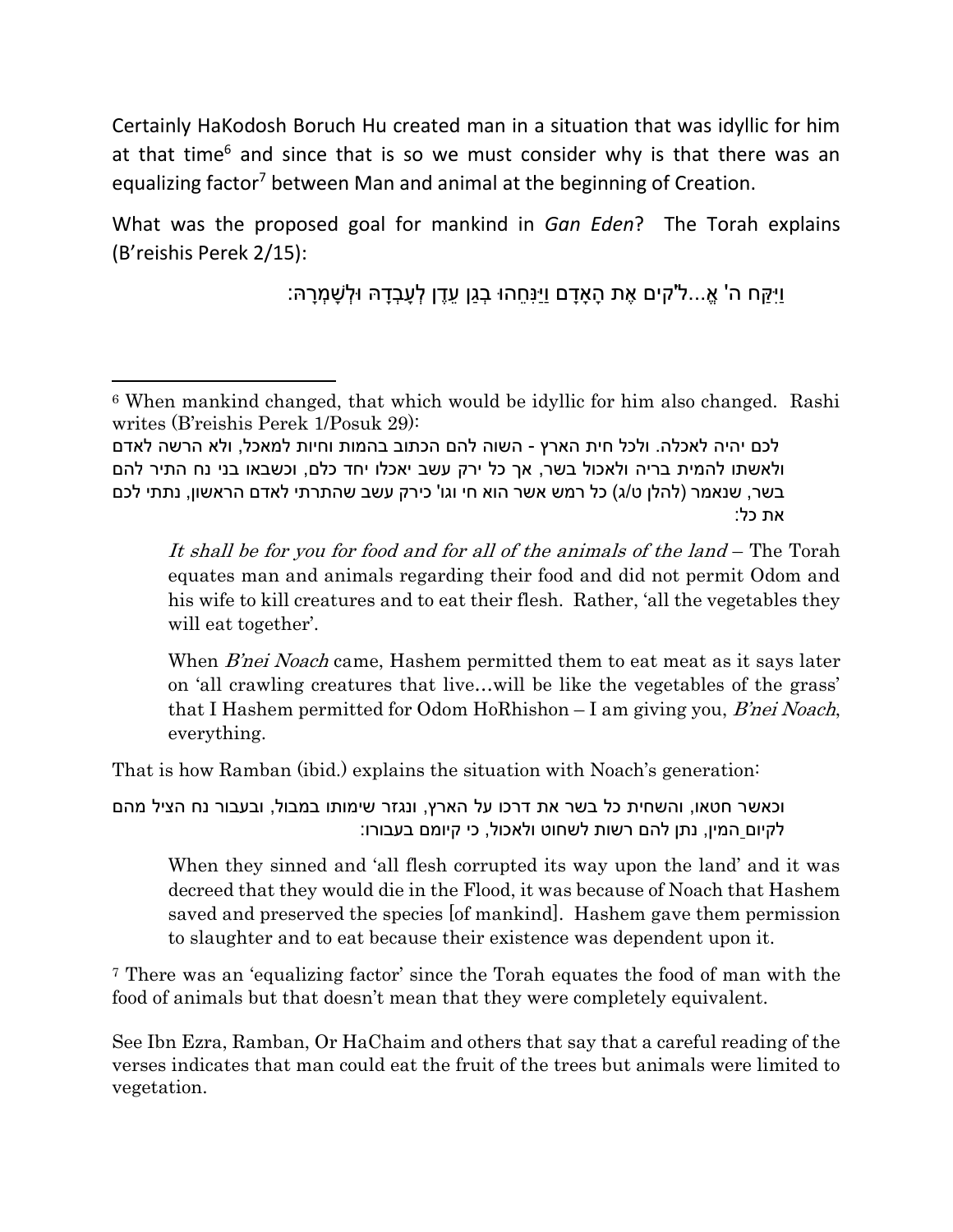Certainly HaKodosh Boruch Hu created man in a situation that was idyllic for him at that time[6] and since that is so we must consider why is that there was an equalizing factor[7] between Man and animal at the beginning of Creation.

What was the proposed goal for mankind in *Gan Eden*? The Torah explains (B'reishis Perek 2/15):

וַיִּקַּח ה' אֱ...ל'קים אֶת הָאָדָם וַיַּנִּחֵהוּ בְגַן עֵדֶן לְעָבְדָהּ וּלְשָׁמְרָהּ:

---

[6] When mankind changed, that which would be idyllic for him also changed. Rashi writes (B'reishis Perek 1/Posuk 29):

לכם יהיה לאכלה. ולכל חית הארץ - השוה להם הכתוב בהמות וחיות למאכל, ולא הרשה לאדם ולאשתו להמית בריה ולאכול בשר, אך כל ירק עשב יאכלו יחד כלם, וכשבאו בני נח התיר להם בשר, שנאמר (להלן ט/ג) כל רמש אשר הוא חי וגו' כירק עשב שהתרתי לאדם הראשון, נתתי לכם את כל:

> *It shall be for you for food and for all of the animals of the land* – The Torah equates man and animals regarding their food and did not permit Odom and his wife to kill creatures and to eat their flesh. Rather, 'all the vegetables they will eat together'.
>
> When *B'nei Noach* came, Hashem permitted them to eat meat as it says later on 'all crawling creatures that live…will be like the vegetables of the grass' that I Hashem permitted for Odom HoRhishon – I am giving you, *B'nei Noach*, everything.

That is how Ramban (ibid.) explains the situation with Noach's generation:

וכאשר חטאו, והשחית כל בשר את דרכו על הארץ, ונגזר שימותו במבול, ובעבור נח הציל מהם לקיום המין, נתן להם רשות לשחוט ולאכול, כי קיומם בעבורו:

> When they sinned and 'all flesh corrupted its way upon the land' and it was decreed that they would die in the Flood, it was because of Noach that Hashem saved and preserved the species [of mankind]. Hashem gave them permission to slaughter and to eat because their existence was dependent upon it.

[7] There was an 'equalizing factor' since the Torah equates the food of man with the food of animals but that doesn't mean that they were completely equivalent.

See Ibn Ezra, Ramban, Or HaChaim and others that say that a careful reading of the verses indicates that man could eat the fruit of the trees but animals were limited to vegetation.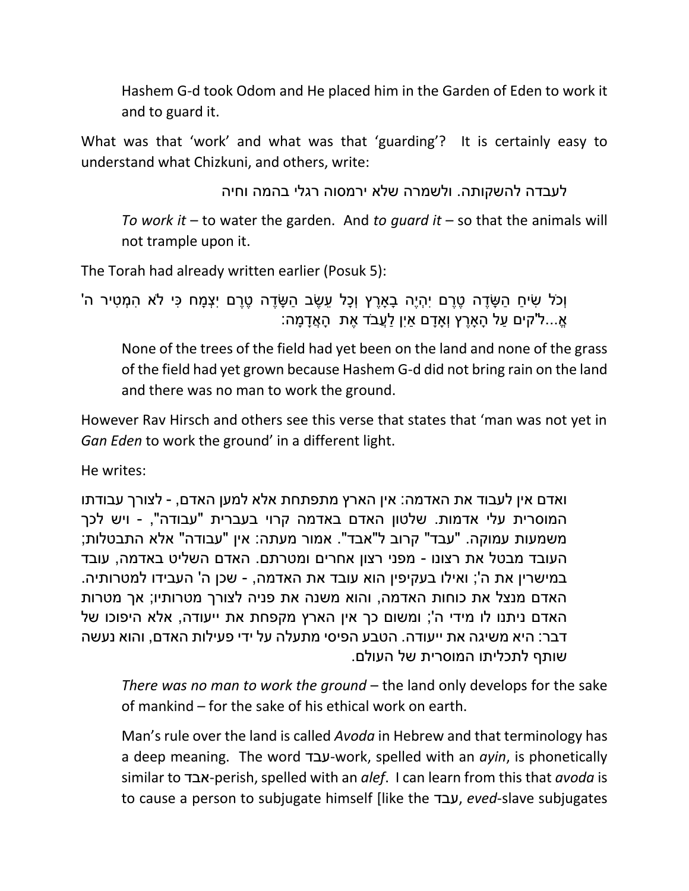Hashem G-d took Odom and He placed him in the Garden of Eden to work it and to guard it.

What was that 'work' and what was that 'guarding'? It is certainly easy to understand what Chizkuni, and others, write:

לעבדה להשקותה. ולשמרה שלא ירמסוה רגלי בהמה וחיה

*To work it* – to water the garden. And *to guard it* – so that the animals will not trample upon it.

The Torah had already written earlier (Posuk 5):

וְכֹל שִׂיחַ הַשָּׂדֶה טֶרֶם יִהְיֶה בָאָרֶץ וְכָל עֵשֶׂב הַשָּׂדֶה טֶרֶם יִצְמָח כִּי לֹא הִמְטִיר ה' אֱ...ל"קים עַל הָאָרֶץ וְאָדָם אַיִן לַעֲבֹד אֶת הָאֲדָמָה:

None of the trees of the field had yet been on the land and none of the grass of the field had yet grown because Hashem G-d did not bring rain on the land and there was no man to work the ground.

However Rav Hirsch and others see this verse that states that 'man was not yet in *Gan Eden* to work the ground' in a different light.

He writes:

ואדם אין לעבוד את האדמה: אין הארץ מתפתחת אלא למען האדם, - לצורך עבודתו המוסרית עלי אדמות. שלטון האדם באדמה קרוי בעברית "עבודה", - ויש לכך משמעות עמוקה. "עבד" קרוב ל"אבד". אמור מעתה: אין "עבודה" אלא התבטלות; העובד מבטל את רצונו - מפני רצון אחרים ומטרתם. האדם השליט באדמה, עובד במישרין את ה'; ואילו בעקיפין הוא עובד את האדמה, - שכן ה' העבידו למטרותיה. האדם מנצל את כוחות האדמה, והוא משנה את פניה לצורך מטרותיו; אך מטרות האדם ניתנו לו מידי ה'; ומשום כך אין הארץ מקפחת את ייעודה, אלא היפוכו של דבר: היא משיגה את ייעודה. הטבע הפיסי מתעלה על ידי פעילות האדם, והוא נעשה שותף לתכליתו המוסרית של העולם.

*There was no man to work the ground* – the land only develops for the sake of mankind – for the sake of his ethical work on earth.

Man's rule over the land is called *Avoda* in Hebrew and that terminology has a deep meaning. The word עבד-work, spelled with an *ayin*, is phonetically similar to אבד-perish, spelled with an *alef*. I can learn from this that *avoda* is to cause a person to subjugate himself [like the עבד, *eved*-slave subjugates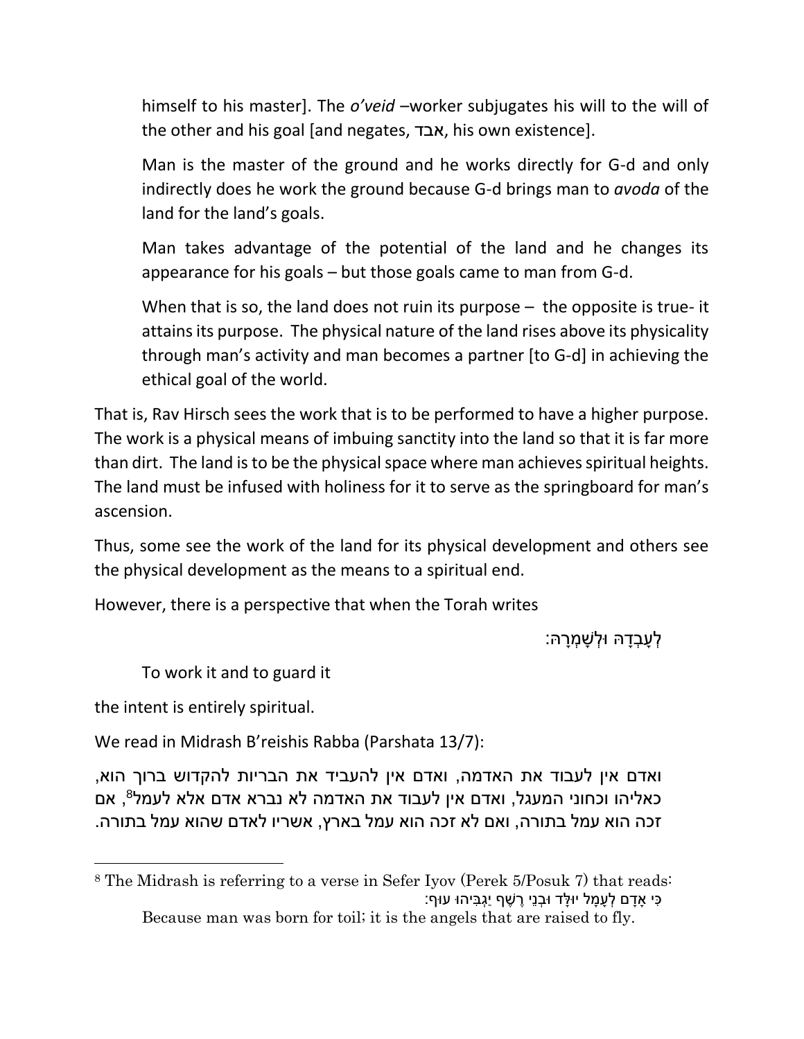himself to his master]. The *o'veid* –worker subjugates his will to the will of the other and his goal [and negates, אבד, his own existence].

Man is the master of the ground and he works directly for G-d and only indirectly does he work the ground because G-d brings man to *avoda* of the land for the land's goals.

Man takes advantage of the potential of the land and he changes its appearance for his goals – but those goals came to man from G-d.

When that is so, the land does not ruin its purpose – the opposite is true- it attains its purpose. The physical nature of the land rises above its physicality through man's activity and man becomes a partner [to G-d] in achieving the ethical goal of the world.

That is, Rav Hirsch sees the work that is to be performed to have a higher purpose. The work is a physical means of imbuing sanctity into the land so that it is far more than dirt. The land is to be the physical space where man achieves spiritual heights. The land must be infused with holiness for it to serve as the springboard for man's ascension.

Thus, some see the work of the land for its physical development and others see the physical development as the means to a spiritual end.

However, there is a perspective that when the Torah writes

לְעָבְדָהּ וּלְשָׁמְרָהּ:

To work it and to guard it

the intent is entirely spiritual.

We read in Midrash B'reishis Rabba (Parshata 13/7):

ואדם אין לעבוד את האדמה, ואדם אין להעביד את הבריות להקדוש ברוך הוא, כאליהו וכחוני המעגל, ואדם אין לעבוד את האדמה לא נברא אדם אלא לעמל[8], אם זכה הוא עמל בתורה, ואם לא זכה הוא עמל בארץ, אשריו לאדם שהוא עמל בתורה.

---

[8] The Midrash is referring to a verse in Sefer Iyov (Perek 5/Posuk 7) that reads:
כִּי אָדָם לְעָמָל יוּלָּד וּבְנֵי רֶשֶׁף יַגְבִּיהוּ עוּף:
Because man was born for toil; it is the angels that are raised to fly.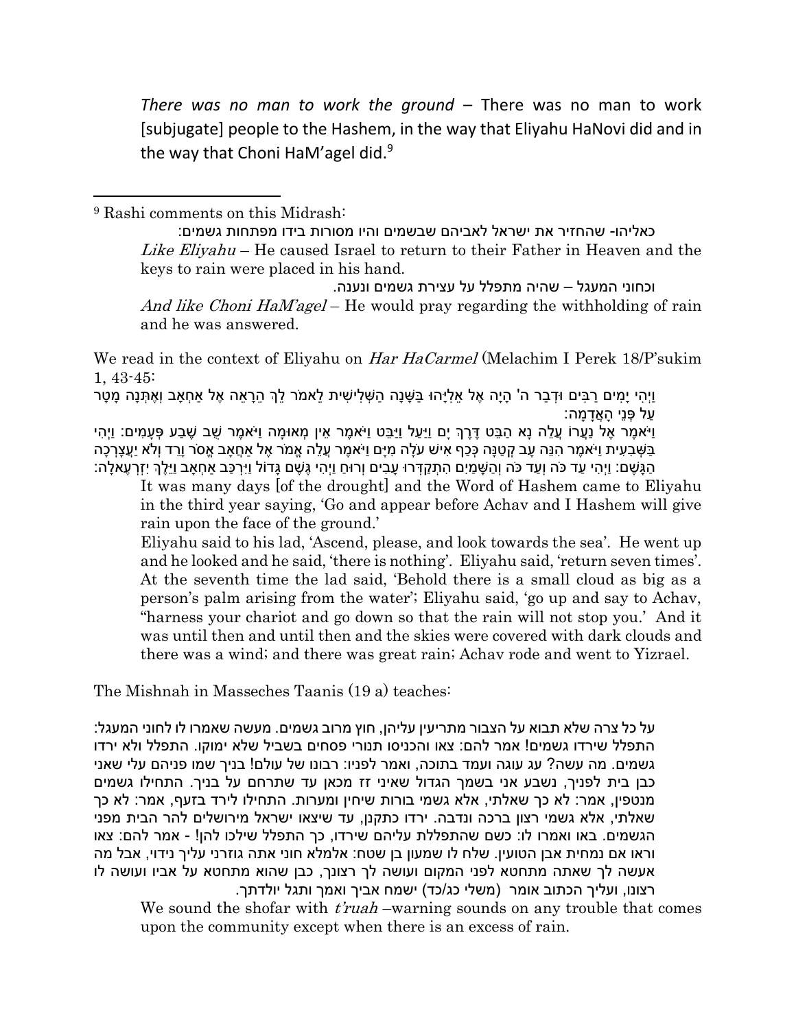*There was no man to work the ground* – There was no man to work [subjugate] people to the Hashem, in the way that Eliyahu HaNovi did and in the way that Choni HaM'agel did.[9]

We read in the context of Eliyahu on *Har HaCarmel* (Melachim I Perek 18/P'sukim 1, 43-45:

וַיְהִי יָמִים רַבִּים וּדְבַר ה' הָיָה אֶל אֵלִיָּהוּ בַּשָּׁנָה הַשְּׁלִישִׁית לֵאמֹר לֵךְ הֵרָאֵה אֶל אַחְאָב וְאֶתְּנָה מָטָר עַל פְּנֵי הָאֲדָמָה:

וַיֹּאמֶר אֶל נַעֲרוֹ עֲלֵה נָא הַבֵּט דֶּרֶךְ יָם וַיַּעַל וַיַּבֵּט וַיֹּאמֶר אֵין מְאוּמָה וַיֹּאמֶר שֻׁב שֶׁבַע פְּעָמִים: וַיְהִי בַּשְּׁבִעִית וַיֹּאמֶר הִנֵּה עָב קְטַנָּה כְּכַף אִישׁ עֹלָה מִיָּם וַיֹּאמֶר עֲלֵה אֱמֹר אֶל אַחְאָב אֱסֹר וָרֵד וְלֹא יַעַצָרְכָה הַגָּשֶׁם: וַיְהִי עַד כֹּה וְעַד כֹּה וְהַשָּׁמַיִם הִתְקַדְּרוּ עָבִים וְרוּחַ וַיְהִי גֶּשֶׁם גָּדוֹל וַיִּרְכַּב אַחְאָב וַיֵּלֶךְ יִזְרְעֶאלָה:

> It was many days [of the drought] and the Word of Hashem came to Eliyahu in the third year saying, 'Go and appear before Achav and I Hashem will give rain upon the face of the ground.'
>
> Eliyahu said to his lad, 'Ascend, please, and look towards the sea'. He went up and he looked and he said, 'there is nothing'. Eliyahu said, 'return seven times'. At the seventh time the lad said, 'Behold there is a small cloud as big as a person's palm arising from the water'; Eliyahu said, 'go up and say to Achav, "harness your chariot and go down so that the rain will not stop you.' And it was until then and until then and the skies were covered with dark clouds and there was a wind; and there was great rain; Achav rode and went to Yizrael.

The Mishnah in Masseches Taanis (19 a) teaches:

על כל צרה שלא תבוא על הצבור מתריעין עליהן, חוץ מרוב גשמים. מעשה שאמרו לו לחוני המעגל: התפלל שירדו גשמים! אמר להם: צאו והכניסו תנורי פסחים בשביל שלא ימוקו. התפלל ולא ירדו גשמים. מה עשה? עג עוגה ועמד בתוכה, ואמר לפניו: רבונו של עולם! בניך שמו פניהם עלי שאני כבן בית לפניך, נשבע אני בשמך הגדול שאיני זז מכאן עד שתרחם על בניך. התחילו גשמים מנטפין, אמר: לא כך שאלתי, אלא גשמי בורות שיחין ומערות. התחילו לירד בזעף, אמר: לא כך שאלתי, אלא גשמי רצון ברכה ונדבה. ירדו כתקנן, עד שיצאו ישראל מירושלים להר הבית מפני הגשמים. באו ואמרו לו: כשם שהתפללת עליהם שירדו, כך התפלל שילכו להן! - אמר להם: צאו וראו אם נמחית אבן הטועין. שלח לו שמעון בן שטח: אלמלא חוני אתה גוזרני עליך נידוי, אבל מה אעשה לך שאתה מתחטא לפני המקום ועושה לך רצונך, כבן שהוא מתחטא על אביו ועושה לו רצונו, ועליך הכתוב אומר (משלי כג/כד) ישמח אביך ואמך ותגל יולדתך.

> We sound the shofar with *t'ruah* –warning sounds on any trouble that comes upon the community except when there is an excess of rain.

---

[9] Rashi comments on this Midrash:

כאליהו- שהחזיר את ישראל לאביהם שבשמים והיו מסורות בידו מפתחות גשמים:

*Like Eliyahu* – He caused Israel to return to their Father in Heaven and the keys to rain were placed in his hand.

וכחוני המעגל – שהיה מתפלל על עצירת גשמים ונענה.

*And like Choni HaM'agel* – He would pray regarding the withholding of rain and he was answered.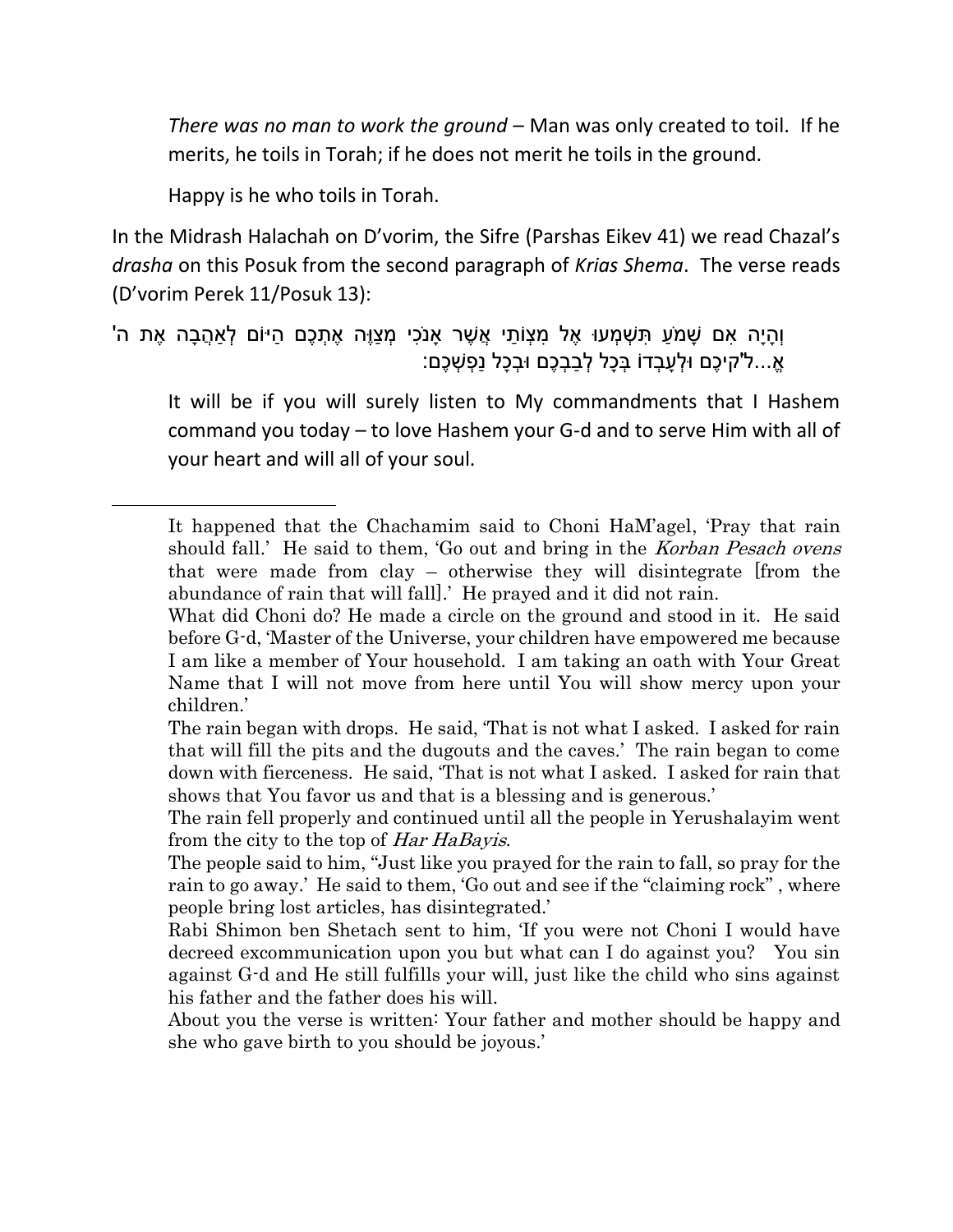*There was no man to work the ground* – Man was only created to toil. If he merits, he toils in Torah; if he does not merit he toils in the ground.

Happy is he who toils in Torah.

In the Midrash Halachah on D'vorim, the Sifre (Parshas Eikev 41) we read Chazal's *drasha* on this Posuk from the second paragraph of *Krias Shema*. The verse reads (D'vorim Perek 11/Posuk 13):

וְהָיָה אִם שָׁמֹעַ תִּשְׁמְעוּ אֶל מִצְוֹתַי אֲשֶׁר אָנֹכִי מְצַוֶּה אֶתְכֶם הַיּוֹם לְאַהֲבָה אֶת ה' אֱ...ל"קיכֶם וּלְעָבְדוֹ בְּכָל לְבַבְכֶם וּבְכָל נַפְשְׁכֶם:

It will be if you will surely listen to My commandments that I Hashem command you today – to love Hashem your G-d and to serve Him with all of your heart and will all of your soul.

---

It happened that the Chachamim said to Choni HaM'agel, 'Pray that rain should fall.' He said to them, 'Go out and bring in the *Korban Pesach ovens* that were made from clay – otherwise they will disintegrate [from the abundance of rain that will fall].' He prayed and it did not rain.

What did Choni do? He made a circle on the ground and stood in it. He said before G-d, 'Master of the Universe, your children have empowered me because I am like a member of Your household. I am taking an oath with Your Great Name that I will not move from here until You will show mercy upon your children.'

The rain began with drops. He said, 'That is not what I asked. I asked for rain that will fill the pits and the dugouts and the caves.' The rain began to come down with fierceness. He said, 'That is not what I asked. I asked for rain that shows that You favor us and that is a blessing and is generous.'

The rain fell properly and continued until all the people in Yerushalayim went from the city to the top of *Har HaBayis*.

The people said to him, "Just like you prayed for the rain to fall, so pray for the rain to go away.' He said to them, 'Go out and see if the "claiming rock" , where people bring lost articles, has disintegrated.'

Rabi Shimon ben Shetach sent to him, 'If you were not Choni I would have decreed excommunication upon you but what can I do against you? You sin against G-d and He still fulfills your will, just like the child who sins against his father and the father does his will.

About you the verse is written: Your father and mother should be happy and she who gave birth to you should be joyous.'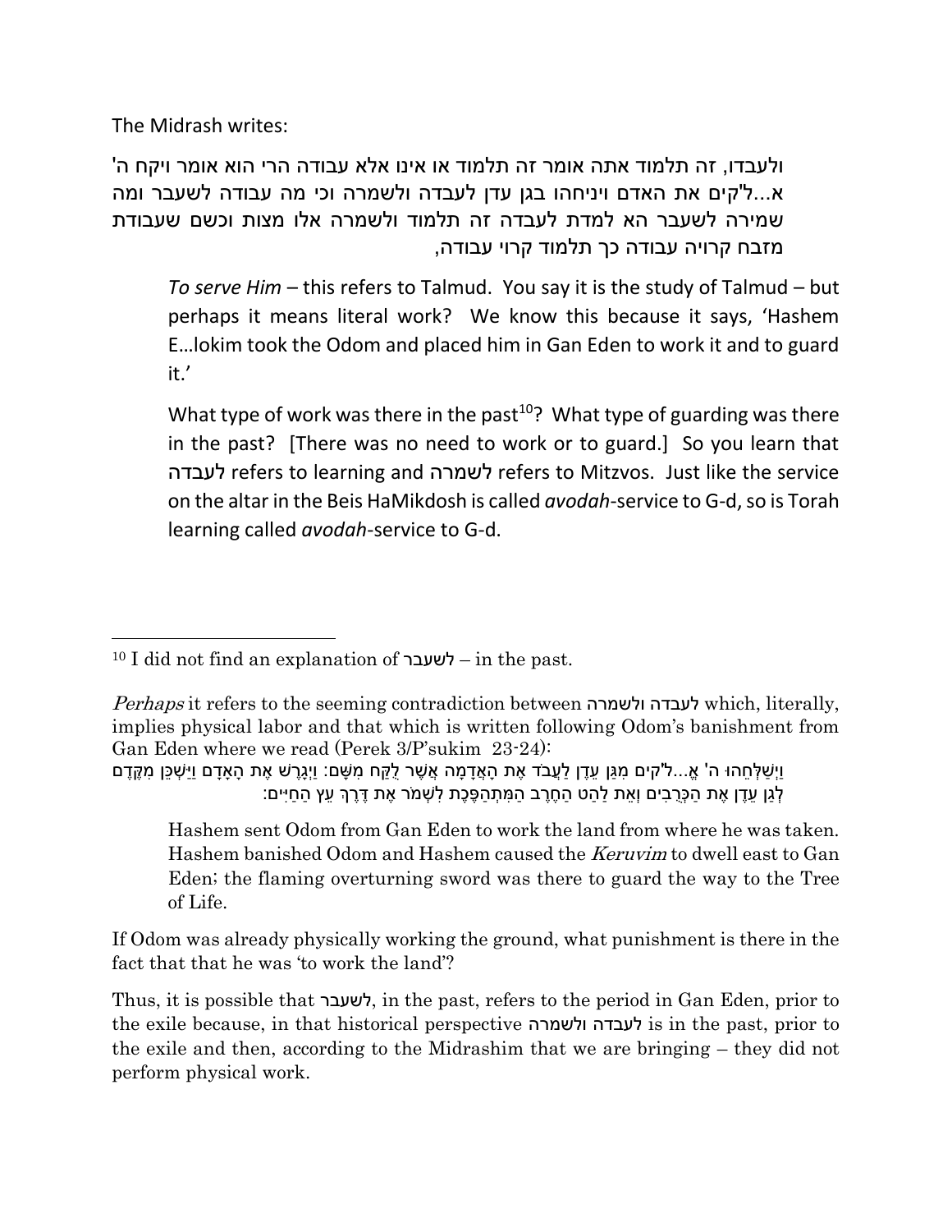The Midrash writes:

ולעבדו, זה תלמוד אתה אומר זה תלמוד או אינו אלא עבודה הרי הוא אומר ויקח ה' א...ל"קים את האדם ויניחהו בגן עדן לעבדה ולשמרה וכי מה עבודה לשעבר ומה שמירה לשעבר הא למדת לעבדה זה תלמוד ולשמרה אלו מצות וכשם שעבודת מזבח קרויה עבודה כך תלמוד קרוי עבודה,

> *To serve Him* – this refers to Talmud. You say it is the study of Talmud – but perhaps it means literal work? We know this because it says, 'Hashem E…lokim took the Odom and placed him in Gan Eden to work it and to guard it.'
>
> What type of work was there in the past[10]? What type of guarding was there in the past? [There was no need to work or to guard.] So you learn that לעבדה refers to learning and לשמרה refers to Mitzvos. Just like the service on the altar in the Beis HaMikdosh is called *avodah*-service to G-d, so is Torah learning called *avodah*-service to G-d.

---

[10] I did not find an explanation of לשעבר – in the past.

*Perhaps* it refers to the seeming contradiction between לעבדה ולשמרה which, literally, implies physical labor and that which is written following Odom's banishment from Gan Eden where we read (Perek 3/P'sukim 23-24):

וַיְשַׁלְּחֵהוּ ה' אֱ...ל"קים מִגַּן עֵדֶן לַעֲבֹד אֶת הָאֲדָמָה אֲשֶׁר לֻקַּח מִשָּׁם: וַיְגָרֶשׁ אֶת הָאָדָם וַיַּשְׁכֵּן מִקֶּדֶם לְגַן עֵדֶן אֶת הַכְּרֻבִים וְאֵת לַהַט הַחֶרֶב הַמִּתְהַפֶּכֶת לִשְׁמֹר אֶת דֶּרֶךְ עֵץ הַחַיִּים:

> Hashem sent Odom from Gan Eden to work the land from where he was taken. Hashem banished Odom and Hashem caused the *Keruvim* to dwell east to Gan Eden; the flaming overturning sword was there to guard the way to the Tree of Life.

If Odom was already physically working the ground, what punishment is there in the fact that that he was 'to work the land'?

Thus, it is possible that לשעבר, in the past, refers to the period in Gan Eden, prior to the exile because, in that historical perspective לעבדה ולשמרה is in the past, prior to the exile and then, according to the Midrashim that we are bringing – they did not perform physical work.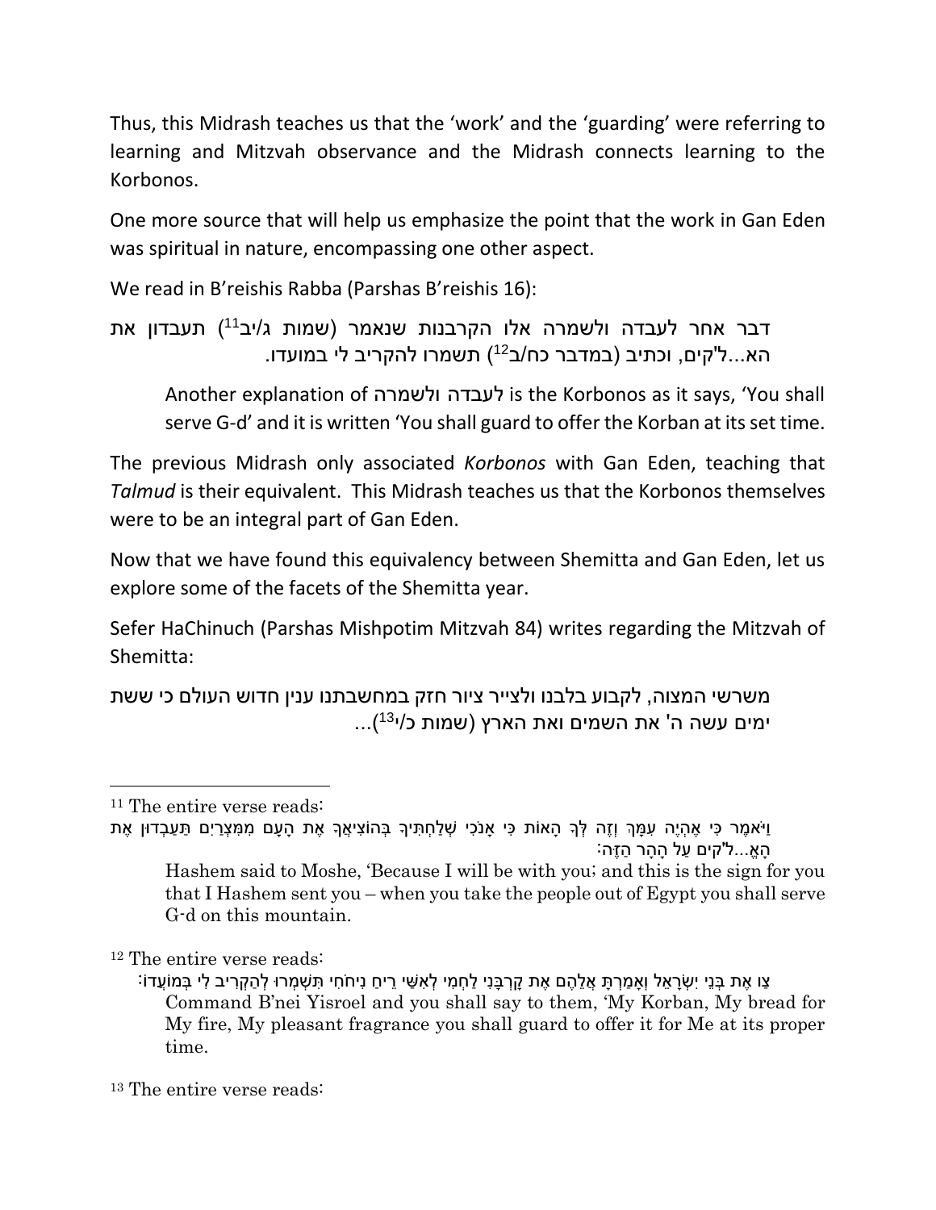Thus, this Midrash teaches us that the 'work' and the 'guarding' were referring to learning and Mitzvah observance and the Midrash connects learning to the Korbonos.

One more source that will help us emphasize the point that the work in Gan Eden was spiritual in nature, encompassing one other aspect.

We read in B'reishis Rabba (Parshas B'reishis 16):

> דבר אחר לעבדה ולשמרה אלו הקרבנות שנאמר (שמות ג/יב[11]) תעבדון את הא...ל'קים, וכתיב (במדבר כח/ב[12]) תשמרו להקריב לי במועדו.
>
> Another explanation of לעבדה ולשמרה is the Korbonos as it says, 'You shall serve G-d' and it is written 'You shall guard to offer the Korban at its set time.

The previous Midrash only associated *Korbonos* with Gan Eden, teaching that *Talmud* is their equivalent. This Midrash teaches us that the Korbonos themselves were to be an integral part of Gan Eden.

Now that we have found this equivalency between Shemitta and Gan Eden, let us explore some of the facets of the Shemitta year.

Sefer HaChinuch (Parshas Mishpotim Mitzvah 84) writes regarding the Mitzvah of Shemitta:

> משרשי המצוה, לקבוע בלבנו ולצייר ציור חזק במחשבתנו ענין חדוש העולם כי ששת ימים עשה ה' את השמים ואת הארץ (שמות כ/י[13])...

---

[11] The entire verse reads:

> וַיֹּאמֶר כִּי אֶהְיֶה עִמָּךְ וְזֶה לְּךָ הָאוֹת כִּי אָנֹכִי שְׁלַחְתִּיךָ בְּהוֹצִיאֲךָ אֶת הָעָם מִמִּצְרַיִם תַּעַבְדוּן אֶת הָאֱ...ל'קים עַל הָהָר הַזֶּה:
>
> Hashem said to Moshe, 'Because I will be with you; and this is the sign for you that I Hashem sent you – when you take the people out of Egypt you shall serve G-d on this mountain.

[12] The entire verse reads:

> צַו אֶת בְּנֵי יִשְׂרָאֵל וְאָמַרְתָּ אֲלֵהֶם אֶת קָרְבָּנִי לַחְמִי לְאִשַּׁי רֵיחַ נִיחֹחִי תִּשְׁמְרוּ לְהַקְרִיב לִי בְּמוֹעֲדוֹ:
>
> Command B'nei Yisroel and you shall say to them, 'My Korban, My bread for My fire, My pleasant fragrance you shall guard to offer it for Me at its proper time.

[13] The entire verse reads: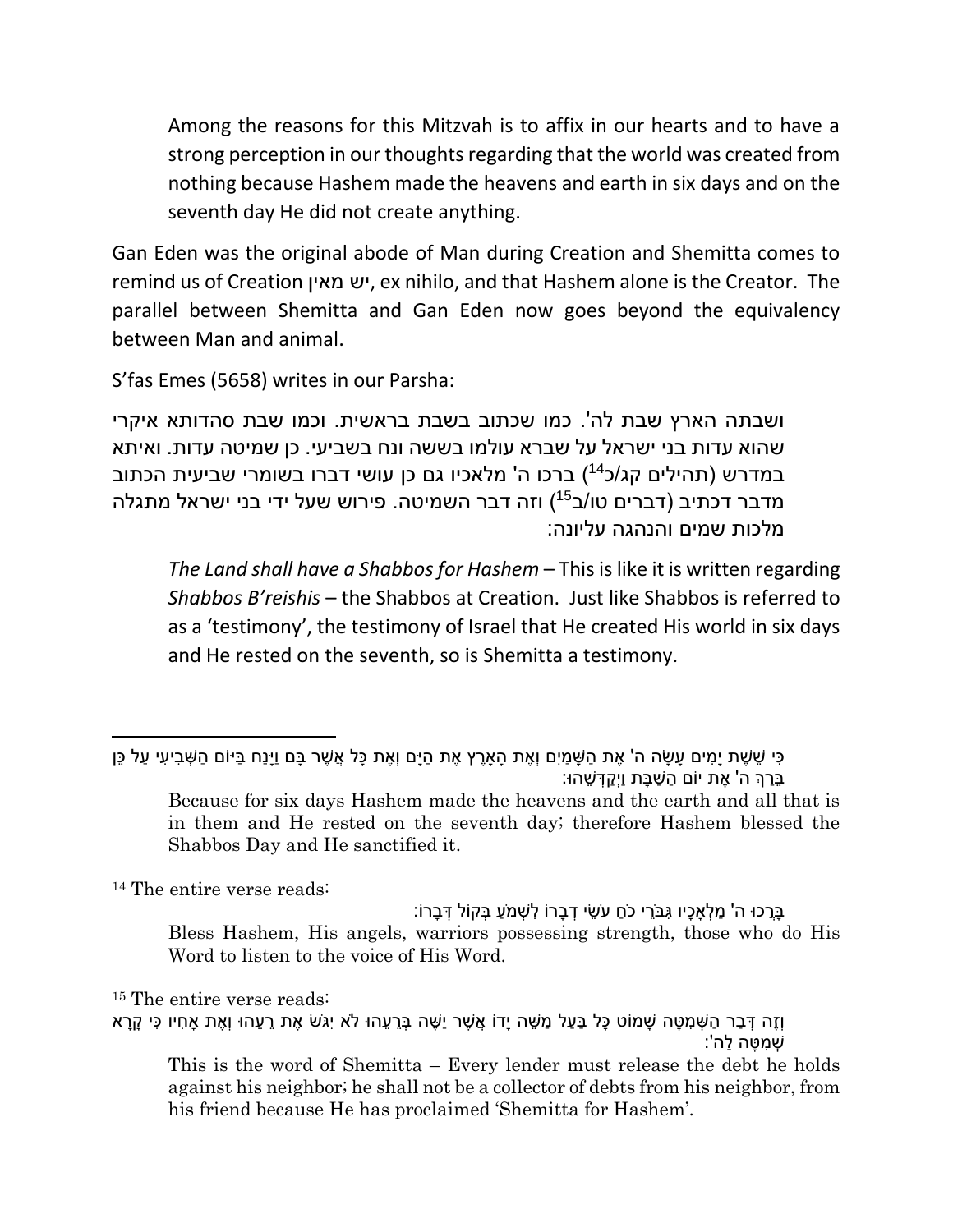> Among the reasons for this Mitzvah is to affix in our hearts and to have a strong perception in our thoughts regarding that the world was created from nothing because Hashem made the heavens and earth in six days and on the seventh day He did not create anything.

Gan Eden was the original abode of Man during Creation and Shemitta comes to remind us of Creation יש מאין, ex nihilo, and that Hashem alone is the Creator. The parallel between Shemitta and Gan Eden now goes beyond the equivalency between Man and animal.

S'fas Emes (5658) writes in our Parsha:

ושבתה הארץ שבת לה'. כמו שכתוב בשבת בראשית. וכמו שבת סהדותא איקרי שהוא עדות בני ישראל על שברא עולמו בששה ונח בשביעי. כן שמיטה עדות. ואיתא במדרש (תהילים קג/כ[14]) ברכו ה' מלאכיו גם כן עושי דברו בשומרי שביעית הכתוב מדבר דכתיב (דברים טו/ב[15]) וזה דבר השמיטה. פירוש שעל ידי בני ישראל מתגלה מלכות שמים והנהגה עליונה:

> *The Land shall have a Shabbos for Hashem* – This is like it is written regarding *Shabbos B'reishis* – the Shabbos at Creation. Just like Shabbos is referred to as a 'testimony', the testimony of Israel that He created His world in six days and He rested on the seventh, so is Shemitta a testimony.

---

כִּי שֵׁשֶׁת יָמִים עָשָׂה ה' אֶת הַשָּׁמַיִם וְאֶת הָאָרֶץ אֶת הַיָּם וְאֶת כָּל אֲשֶׁר בָּם וַיָּנַח בַּיּוֹם הַשְּׁבִיעִי עַל כֵּן בֵּרַךְ ה' אֶת יוֹם הַשַּׁבָּת וַיְקַדְּשֵׁהוּ:

Because for six days Hashem made the heavens and the earth and all that is in them and He rested on the seventh day; therefore Hashem blessed the Shabbos Day and He sanctified it.

[14] The entire verse reads:

בָּרְכוּ ה' מַלְאָכָיו גִּבֹּרֵי כֹחַ עֹשֵׂי דְבָרוֹ לִשְׁמֹעַ בְּקוֹל דְּבָרוֹ:

Bless Hashem, His angels, warriors possessing strength, those who do His Word to listen to the voice of His Word.

[15] The entire verse reads:

וְזֶה דְּבַר הַשְּׁמִטָּה שָׁמוֹט כָּל בַּעַל מַשֵּׁה יָדוֹ אֲשֶׁר יַשֶּׁה בְּרֵעֵהוּ לֹא יִגֹּשׂ אֶת רֵעֵהוּ וְאֶת אָחִיו כִּי קָרָא שְׁמִטָּה לַה':

This is the word of Shemitta – Every lender must release the debt he holds against his neighbor; he shall not be a collector of debts from his neighbor, from his friend because He has proclaimed 'Shemitta for Hashem'.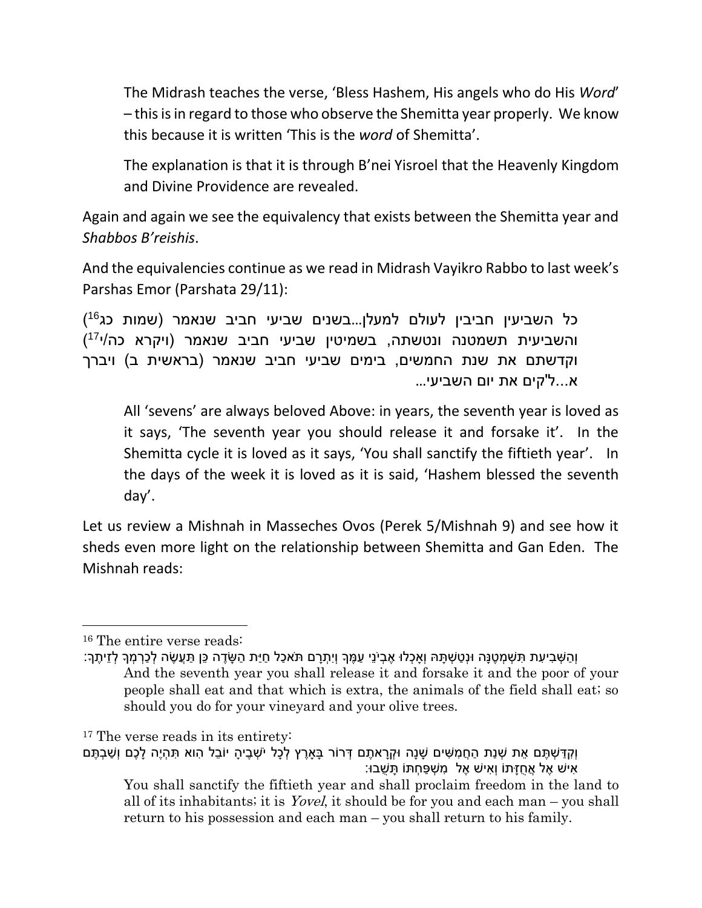The Midrash teaches the verse, 'Bless Hashem, His angels who do His *Word*' – this is in regard to those who observe the Shemitta year properly. We know this because it is written 'This is the *word* of Shemitta'.

The explanation is that it is through B'nei Yisroel that the Heavenly Kingdom and Divine Providence are revealed.

Again and again we see the equivalency that exists between the Shemitta year and *Shabbos B'reishis*.

And the equivalencies continue as we read in Midrash Vayikro Rabbo to last week's Parshas Emor (Parshata 29/11):

כל השביעין חביבין לעולם למעלן...בשנים שביעי חביב שנאמר (שמות כג[16]) והשביעית תשמטנה ונטשתה, בשמיטין שביעי חביב שנאמר (ויקרא כה/י[17]) וקדשתם את שנת החמשים, בימים שביעי חביב שנאמר (בראשית ב) ויברך א...ל"קים את יום השביעי...

All 'sevens' are always beloved Above: in years, the seventh year is loved as it says, 'The seventh year you should release it and forsake it'. In the Shemitta cycle it is loved as it says, 'You shall sanctify the fiftieth year'. In the days of the week it is loved as it is said, 'Hashem blessed the seventh day'.

Let us review a Mishnah in Masseches Ovos (Perek 5/Mishnah 9) and see how it sheds even more light on the relationship between Shemitta and Gan Eden. The Mishnah reads:

---

[16] The entire verse reads:

וְהַשְּׁבִיעִת תִּשְׁמְטֶנָּה וּנְטַשְׁתָּהּ וְאָכְלוּ אֶבְיֹנֵי עַמֶּךָ וְיִתְרָם תֹּאכַל חַיַּת הַשָּׂדֶה כֵּן תַּעֲשֶׂה לְכַרְמְךָ לְזֵיתֶךָ:

And the seventh year you shall release it and forsake it and the poor of your people shall eat and that which is extra, the animals of the field shall eat; so should you do for your vineyard and your olive trees.

[17] The verse reads in its entirety:

וְקִדַּשְׁתֶּם אֵת שְׁנַת הַחֲמִשִּׁים שָׁנָה וּקְרָאתֶם דְּרוֹר בָּאָרֶץ לְכָל יֹשְׁבֶיהָ יוֹבֵל הִוא תִּהְיֶה לָכֶם וְשַׁבְתֶּם אִישׁ אֶל אֲחֻזָּתוֹ וְאִישׁ אֶל מִשְׁפַּחְתּוֹ תָּשֻׁבוּ:

You shall sanctify the fiftieth year and shall proclaim freedom in the land to all of its inhabitants; it is *Yovel*, it should be for you and each man – you shall return to his possession and each man – you shall return to his family.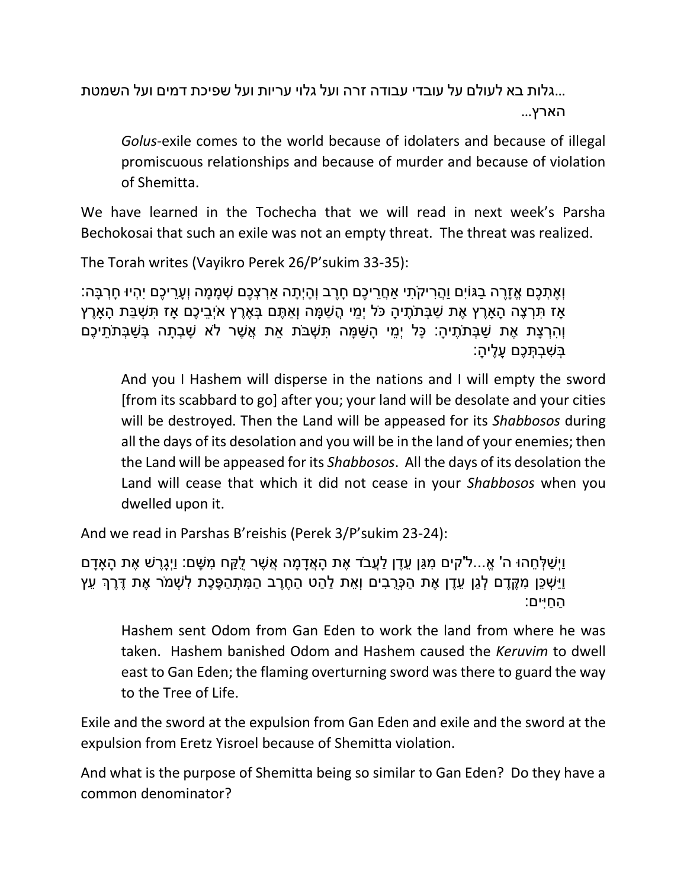...גלות בא לעולם על עובדי עבודה זרה ועל גלוי עריות ועל שפיכת דמים ועל השמטת הארץ...

> *Golus*-exile comes to the world because of idolaters and because of illegal promiscuous relationships and because of murder and because of violation of Shemitta.

We have learned in the Tochecha that we will read in next week's Parsha Bechokosai that such an exile was not an empty threat. The threat was realized.

The Torah writes (Vayikro Perek 26/P'sukim 33-35):

וְאֶתְכֶם אֱזָרֶה בַגּוֹיִם וַהֲרִיקֹתִי אַחֲרֵיכֶם חָרֶב וְהָיְתָה אַרְצְכֶם שְׁמָמָה וְעָרֵיכֶם יִהְיוּ חָרְבָּה: אָז תִּרְצֶה הָאָרֶץ אֶת שַׁבְּתֹתֶיהָ כֹּל יְמֵי הֳשַׁמָּה וְאַתֶּם בְּאֶרֶץ אֹיְבֵיכֶם אָז תִּשְׁבַּת הָאָרֶץ וְהִרְצָת אֶת שַׁבְּתֹתֶיהָ: כָּל יְמֵי הָשַּׁמָּה תִּשְׁבֹּת אֵת אֲשֶׁר לֹא שָׁבְתָה בְּשַׁבְּתֹתֵיכֶם בְּשִׁבְתְּכֶם עָלֶיהָ:

> And you I Hashem will disperse in the nations and I will empty the sword [from its scabbard to go] after you; your land will be desolate and your cities will be destroyed. Then the Land will be appeased for its *Shabbosos* during all the days of its desolation and you will be in the land of your enemies; then the Land will be appeased for its *Shabbosos*. All the days of its desolation the Land will cease that which it did not cease in your *Shabbosos* when you dwelled upon it.

And we read in Parshas B'reishis (Perek 3/P'sukim 23-24):

וַיְשַׁלְּחֵהוּ ה' אֱ...ל'קים מִגַּן עֵדֶן לַעֲבֹד אֶת הָאֲדָמָה אֲשֶׁר לֻקַּח מִשָּׁם: וַיְגָרֶשׁ אֶת הָאָדָם וַיַּשְׁכֵּן מִקֶּדֶם לְגַן עֵדֶן אֶת הַכְּרֻבִים וְאֵת לַהַט הַחֶרֶב הַמִּתְהַפֶּכֶת לִשְׁמֹר אֶת דֶּרֶךְ עֵץ הַחַיִּים:

> Hashem sent Odom from Gan Eden to work the land from where he was taken. Hashem banished Odom and Hashem caused the *Keruvim* to dwell east to Gan Eden; the flaming overturning sword was there to guard the way to the Tree of Life.

Exile and the sword at the expulsion from Gan Eden and exile and the sword at the expulsion from Eretz Yisroel because of Shemitta violation.

And what is the purpose of Shemitta being so similar to Gan Eden? Do they have a common denominator?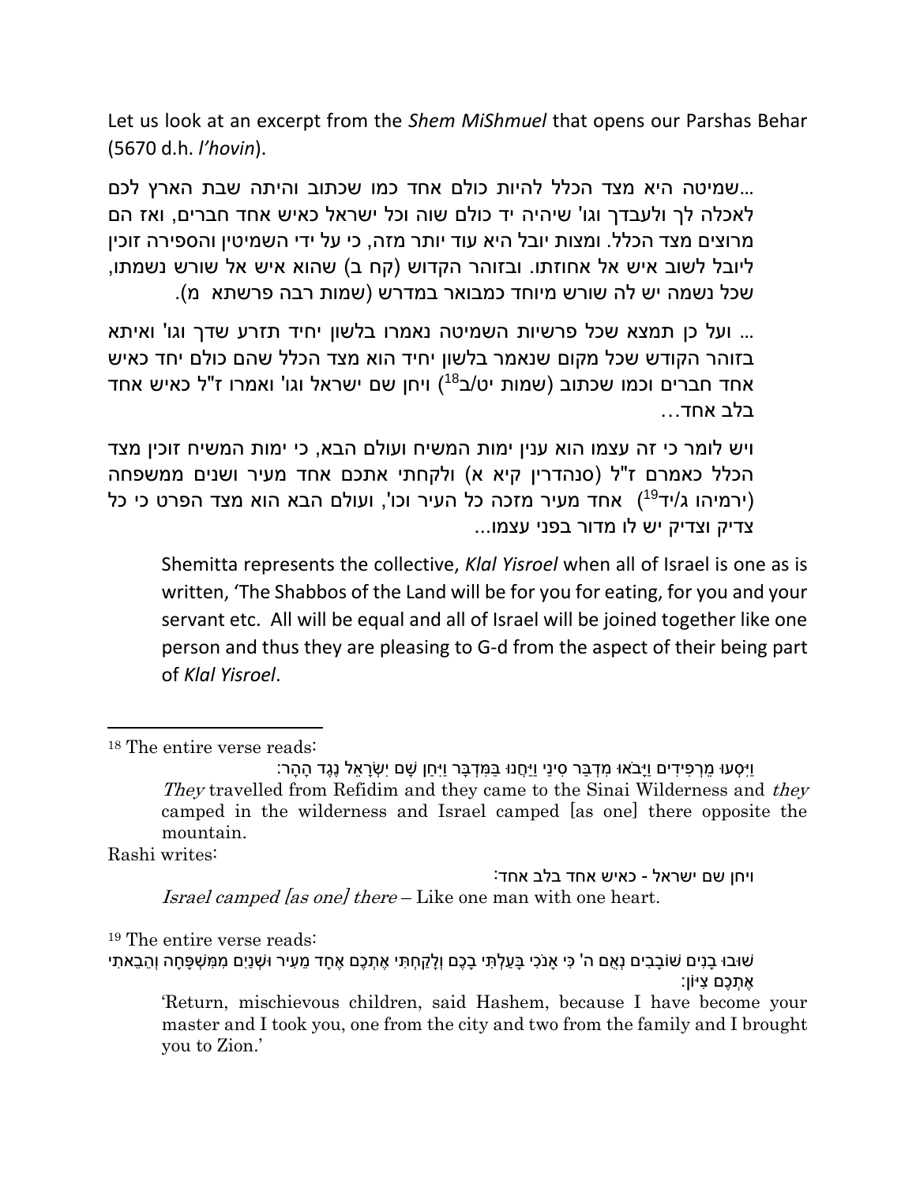Let us look at an excerpt from the *Shem MiShmuel* that opens our Parshas Behar (5670 d.h. *l'hovin*).

...שמיטה היא מצד הכלל להיות כולם אחד כמו שכתוב והיתה שבת הארץ לכם לאכלה לך ולעבדך וגו' שיהיה יד כולם שוה וכל ישראל כאיש אחד חברים, ואז הם מרוצים מצד הכלל. ומצות יובל היא עוד יותר מזה, כי על ידי השמיטין והספירה זוכין ליובל לשוב איש אל אחוזתו. ובזוהר הקדוש (קח ב) שהוא איש אל שורש נשמתו, שכל נשמה יש לה שורש מיוחד כמבואר במדרש (שמות רבה פרשתא מ).

... ועל כן תמצא שכל פרשיות השמיטה נאמרו בלשון יחיד תזרע שדך וגו' ואיתא בזוהר הקדוש שכל מקום שנאמר בלשון יחיד הוא מצד הכלל שהם כולם יחד כאיש אחד חברים וכמו שכתוב (שמות יט/ב[18]) ויחן שם ישראל וגו' ואמרו ז"ל כאיש אחד בלב אחד...

ויש לומר כי זה עצמו הוא ענין ימות המשיח ועולם הבא, כי ימות המשיח זוכין מצד הכלל כאמרם ז"ל (סנהדרין קיא א) ולקחתי אתכם אחד מעיר ושנים ממשפחה (ירמיהו ג/יד[19]) אחד מעיר מזכה כל העיר וכו', ועולם הבא הוא מצד הפרט כי כל צדיק וצדיק יש לו מדור בפני עצמו...

> Shemitta represents the collective, *Klal Yisroel* when all of Israel is one as is written, 'The Shabbos of the Land will be for you for eating, for you and your servant etc. All will be equal and all of Israel will be joined together like one person and thus they are pleasing to G-d from the aspect of their being part of *Klal Yisroel*.

---

[18] The entire verse reads:

וַיִּסְעוּ מֵרְפִידִים וַיָּבֹאוּ מִדְבַּר סִינַי וַיַּחֲנוּ בַּמִּדְבָּר וַיִּחַן שָׁם יִשְׂרָאֵל נֶגֶד הָהָר:

*They* travelled from Refidim and they came to the Sinai Wilderness and *they* camped in the wilderness and Israel camped [as one] there opposite the mountain.

Rashi writes:

ויחן שם ישראל - כאיש אחד בלב אחד:

*Israel camped [as one] there* – Like one man with one heart.

[19] The entire verse reads:

שׁוּבוּ בָנִים שׁוֹבָבִים נְאֻם ה' כִּי אָנֹכִי בָּעַלְתִּי בָכֶם וְלָקַחְתִּי אֶתְכֶם אֶחָד מֵעִיר וּשְׁנַיִם מִמִּשְׁפָּחָה וְהֵבֵאתִי אֶתְכֶם צִיּוֹן:

'Return, mischievous children, said Hashem, because I have become your master and I took you, one from the city and two from the family and I brought you to Zion.'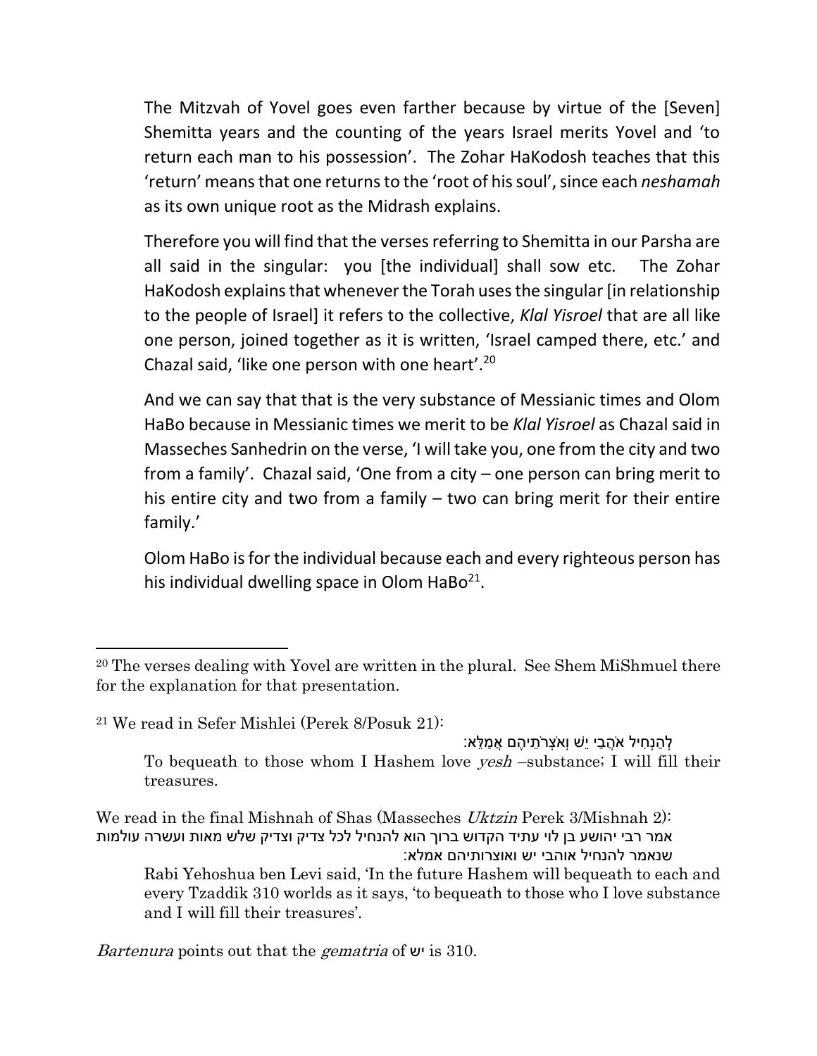The Mitzvah of Yovel goes even farther because by virtue of the [Seven] Shemitta years and the counting of the years Israel merits Yovel and 'to return each man to his possession'. The Zohar HaKodosh teaches that this 'return' means that one returns to the 'root of his soul', since each *neshamah* as its own unique root as the Midrash explains.

Therefore you will find that the verses referring to Shemitta in our Parsha are all said in the singular: you [the individual] shall sow etc. The Zohar HaKodosh explains that whenever the Torah uses the singular [in relationship to the people of Israel] it refers to the collective, *Klal Yisroel* that are all like one person, joined together as it is written, 'Israel camped there, etc.' and Chazal said, 'like one person with one heart'.[20]

And we can say that that is the very substance of Messianic times and Olom HaBo because in Messianic times we merit to be *Klal Yisroel* as Chazal said in Masseches Sanhedrin on the verse, 'I will take you, one from the city and two from a family'. Chazal said, 'One from a city – one person can bring merit to his entire city and two from a family – two can bring merit for their entire family.'

Olom HaBo is for the individual because each and every righteous person has his individual dwelling space in Olom HaBo[21].

---

[20] The verses dealing with Yovel are written in the plural. See Shem MiShmuel there for the explanation for that presentation.

[21] We read in Sefer Mishlei (Perek 8/Posuk 21):

לְהַנְחִיל אֹהֲבַי יֵשׁ וְאֹצְרֹתֵיהֶם אֲמַלֵּא:

To bequeath to those whom I Hashem love *yesh* –substance; I will fill their treasures.

We read in the final Mishnah of Shas (Masseches *Uktzin* Perek 3/Mishnah 2):

אמר רבי יהושע בן לוי עתיד הקדוש ברוך הוא להנחיל לכל צדיק וצדיק שלש מאות ועשרה עולמות שנאמר להנחיל אוהבי יש ואוצרותיהם אמלא:

Rabi Yehoshua ben Levi said, 'In the future Hashem will bequeath to each and every Tzaddik 310 worlds as it says, 'to bequeath to those who I love substance and I will fill their treasures'.

*Bartenura* points out that the *gematria* of יש is 310.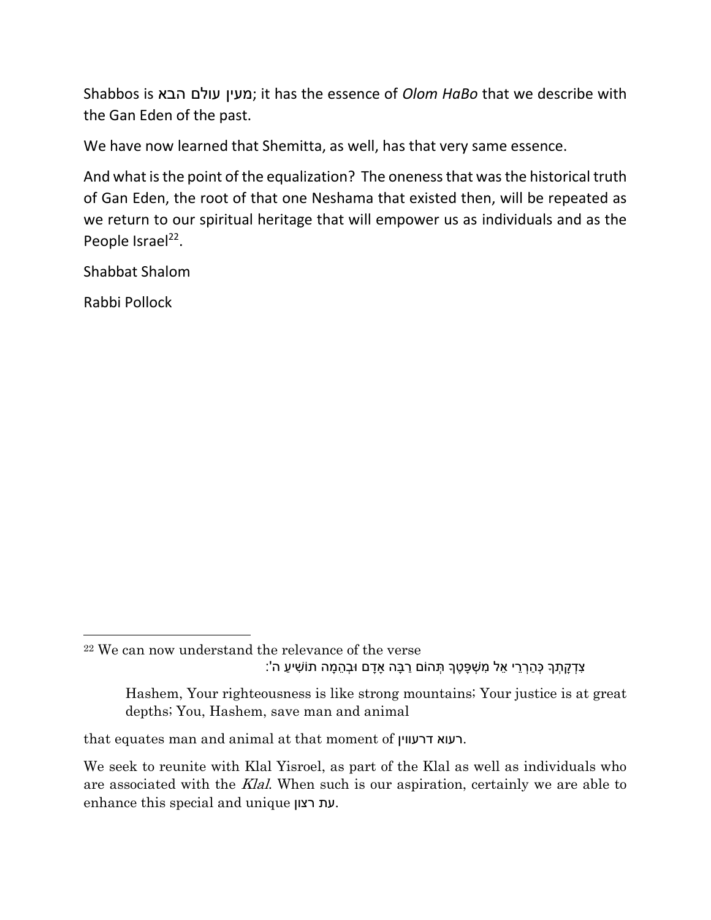Shabbos is מעין עולם הבא; it has the essence of *Olom HaBo* that we describe with the Gan Eden of the past.

We have now learned that Shemitta, as well, has that very same essence.

And what is the point of the equalization? The oneness that was the historical truth of Gan Eden, the root of that one Neshama that existed then, will be repeated as we return to our spiritual heritage that will empower us as individuals and as the People Israel[22].

Shabbat Shalom

Rabbi Pollock

---

[22] We can now understand the relevance of the verse

צִדְקָתְךָ כְּהַרְרֵי אֵל מִשְׁפָּטֶךָ תְּהוֹם רַבָּה אָדָם וּבְהֵמָה תוֹשִׁיעַ ה':

> Hashem, Your righteousness is like strong mountains; Your justice is at great depths; You, Hashem, save man and animal

that equates man and animal at that moment of רעוא דרעווין.

We seek to reunite with Klal Yisroel, as part of the Klal as well as individuals who are associated with the *Klal*. When such is our aspiration, certainly we are able to enhance this special and unique עת רצון.